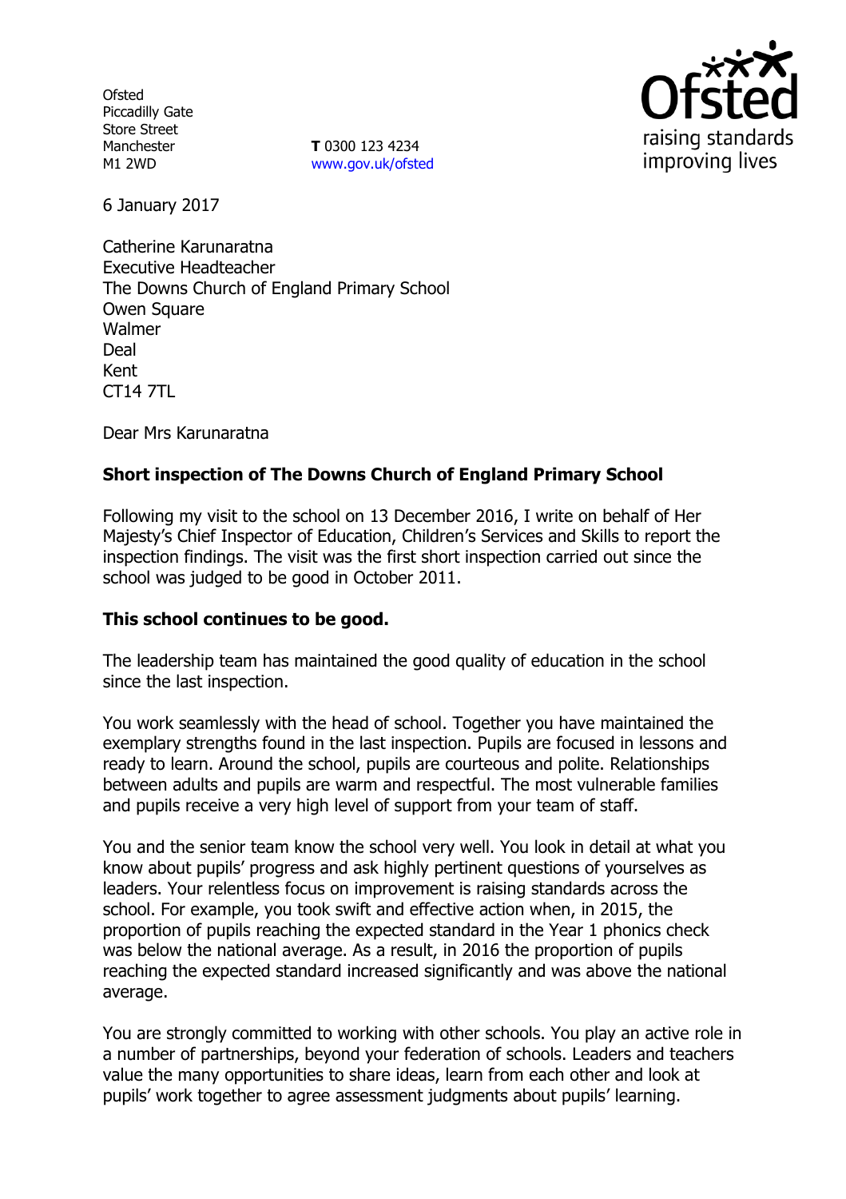Ofsted
Piccadilly Gate
Store Street
Manchester
M1 2WD

**T** 0300 123 4234
www.gov.uk/ofsted

6 January 2017

Catherine Karunaratna
Executive Headteacher
The Downs Church of England Primary School
Owen Square
Walmer
Deal
Kent
CT14 7TL

Dear Mrs Karunaratna

**Short inspection of The Downs Church of England Primary School**

Following my visit to the school on 13 December 2016, I write on behalf of Her Majesty's Chief Inspector of Education, Children's Services and Skills to report the inspection findings. The visit was the first short inspection carried out since the school was judged to be good in October 2011.

**This school continues to be good.**

The leadership team has maintained the good quality of education in the school since the last inspection.

You work seamlessly with the head of school. Together you have maintained the exemplary strengths found in the last inspection. Pupils are focused in lessons and ready to learn. Around the school, pupils are courteous and polite. Relationships between adults and pupils are warm and respectful. The most vulnerable families and pupils receive a very high level of support from your team of staff.

You and the senior team know the school very well. You look in detail at what you know about pupils' progress and ask highly pertinent questions of yourselves as leaders. Your relentless focus on improvement is raising standards across the school. For example, you took swift and effective action when, in 2015, the proportion of pupils reaching the expected standard in the Year 1 phonics check was below the national average. As a result, in 2016 the proportion of pupils reaching the expected standard increased significantly and was above the national average.

You are strongly committed to working with other schools. You play an active role in a number of partnerships, beyond your federation of schools. Leaders and teachers value the many opportunities to share ideas, learn from each other and look at pupils' work together to agree assessment judgments about pupils' learning.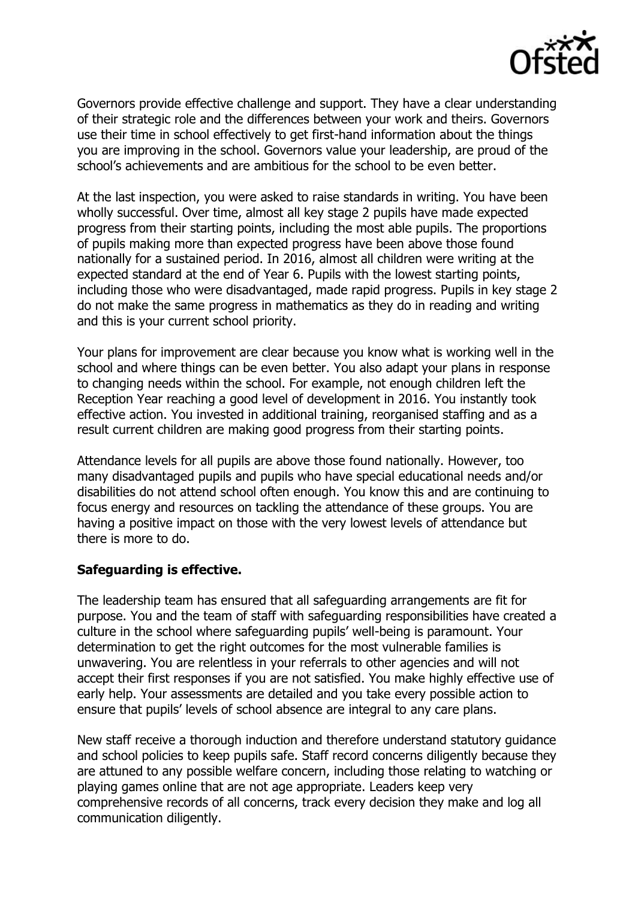Governors provide effective challenge and support. They have a clear understanding of their strategic role and the differences between your work and theirs. Governors use their time in school effectively to get first-hand information about the things you are improving in the school. Governors value your leadership, are proud of the school's achievements and are ambitious for the school to be even better.

At the last inspection, you were asked to raise standards in writing. You have been wholly successful. Over time, almost all key stage 2 pupils have made expected progress from their starting points, including the most able pupils. The proportions of pupils making more than expected progress have been above those found nationally for a sustained period. In 2016, almost all children were writing at the expected standard at the end of Year 6. Pupils with the lowest starting points, including those who were disadvantaged, made rapid progress. Pupils in key stage 2 do not make the same progress in mathematics as they do in reading and writing and this is your current school priority.

Your plans for improvement are clear because you know what is working well in the school and where things can be even better. You also adapt your plans in response to changing needs within the school. For example, not enough children left the Reception Year reaching a good level of development in 2016. You instantly took effective action. You invested in additional training, reorganised staffing and as a result current children are making good progress from their starting points.

Attendance levels for all pupils are above those found nationally. However, too many disadvantaged pupils and pupils who have special educational needs and/or disabilities do not attend school often enough. You know this and are continuing to focus energy and resources on tackling the attendance of these groups. You are having a positive impact on those with the very lowest levels of attendance but there is more to do.

**Safeguarding is effective.**

The leadership team has ensured that all safeguarding arrangements are fit for purpose. You and the team of staff with safeguarding responsibilities have created a culture in the school where safeguarding pupils' well-being is paramount. Your determination to get the right outcomes for the most vulnerable families is unwavering. You are relentless in your referrals to other agencies and will not accept their first responses if you are not satisfied. You make highly effective use of early help. Your assessments are detailed and you take every possible action to ensure that pupils' levels of school absence are integral to any care plans.

New staff receive a thorough induction and therefore understand statutory guidance and school policies to keep pupils safe. Staff record concerns diligently because they are attuned to any possible welfare concern, including those relating to watching or playing games online that are not age appropriate. Leaders keep very comprehensive records of all concerns, track every decision they make and log all communication diligently.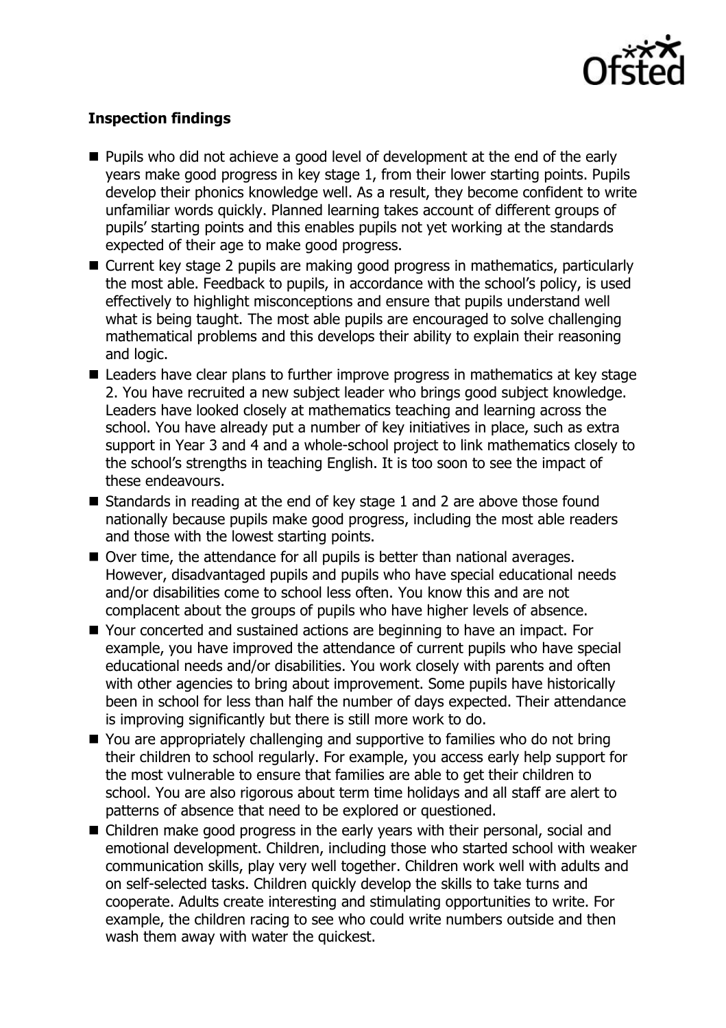**Inspection findings**

- Pupils who did not achieve a good level of development at the end of the early years make good progress in key stage 1, from their lower starting points. Pupils develop their phonics knowledge well. As a result, they become confident to write unfamiliar words quickly. Planned learning takes account of different groups of pupils' starting points and this enables pupils not yet working at the standards expected of their age to make good progress.
- Current key stage 2 pupils are making good progress in mathematics, particularly the most able. Feedback to pupils, in accordance with the school's policy, is used effectively to highlight misconceptions and ensure that pupils understand well what is being taught. The most able pupils are encouraged to solve challenging mathematical problems and this develops their ability to explain their reasoning and logic.
- Leaders have clear plans to further improve progress in mathematics at key stage 2. You have recruited a new subject leader who brings good subject knowledge. Leaders have looked closely at mathematics teaching and learning across the school. You have already put a number of key initiatives in place, such as extra support in Year 3 and 4 and a whole-school project to link mathematics closely to the school's strengths in teaching English. It is too soon to see the impact of these endeavours.
- Standards in reading at the end of key stage 1 and 2 are above those found nationally because pupils make good progress, including the most able readers and those with the lowest starting points.
- Over time, the attendance for all pupils is better than national averages. However, disadvantaged pupils and pupils who have special educational needs and/or disabilities come to school less often. You know this and are not complacent about the groups of pupils who have higher levels of absence.
- Your concerted and sustained actions are beginning to have an impact. For example, you have improved the attendance of current pupils who have special educational needs and/or disabilities. You work closely with parents and often with other agencies to bring about improvement. Some pupils have historically been in school for less than half the number of days expected. Their attendance is improving significantly but there is still more work to do.
- You are appropriately challenging and supportive to families who do not bring their children to school regularly. For example, you access early help support for the most vulnerable to ensure that families are able to get their children to school. You are also rigorous about term time holidays and all staff are alert to patterns of absence that need to be explored or questioned.
- Children make good progress in the early years with their personal, social and emotional development. Children, including those who started school with weaker communication skills, play very well together. Children work well with adults and on self-selected tasks. Children quickly develop the skills to take turns and cooperate. Adults create interesting and stimulating opportunities to write. For example, the children racing to see who could write numbers outside and then wash them away with water the quickest.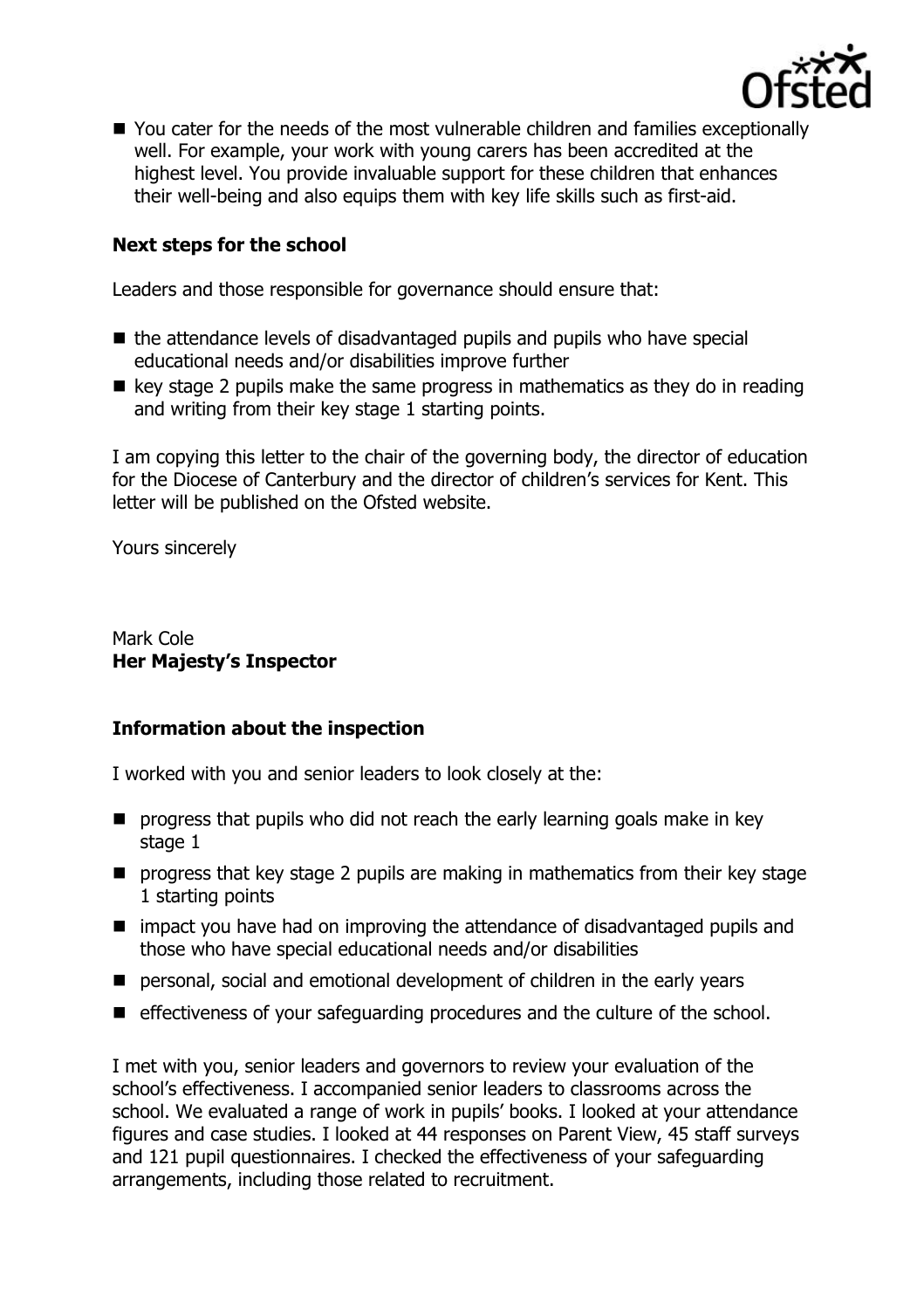- You cater for the needs of the most vulnerable children and families exceptionally well. For example, your work with young carers has been accredited at the highest level. You provide invaluable support for these children that enhances their well-being and also equips them with key life skills such as first-aid.

## Next steps for the school

Leaders and those responsible for governance should ensure that:

- the attendance levels of disadvantaged pupils and pupils who have special educational needs and/or disabilities improve further
- key stage 2 pupils make the same progress in mathematics as they do in reading and writing from their key stage 1 starting points.

I am copying this letter to the chair of the governing body, the director of education for the Diocese of Canterbury and the director of children's services for Kent. This letter will be published on the Ofsted website.

Yours sincerely

Mark Cole
**Her Majesty's Inspector**

## Information about the inspection

I worked with you and senior leaders to look closely at the:

- progress that pupils who did not reach the early learning goals make in key stage 1
- progress that key stage 2 pupils are making in mathematics from their key stage 1 starting points
- impact you have had on improving the attendance of disadvantaged pupils and those who have special educational needs and/or disabilities
- personal, social and emotional development of children in the early years
- effectiveness of your safeguarding procedures and the culture of the school.

I met with you, senior leaders and governors to review your evaluation of the school's effectiveness. I accompanied senior leaders to classrooms across the school. We evaluated a range of work in pupils' books. I looked at your attendance figures and case studies. I looked at 44 responses on Parent View, 45 staff surveys and 121 pupil questionnaires. I checked the effectiveness of your safeguarding arrangements, including those related to recruitment.